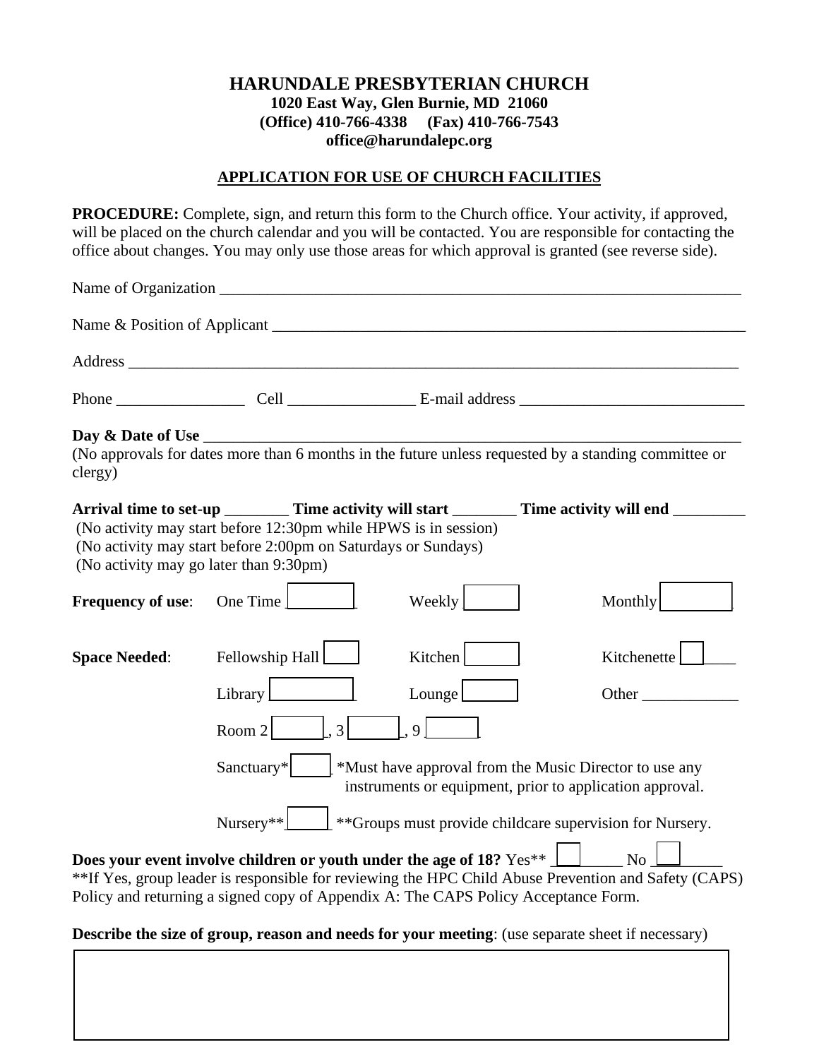# HARUNDALE PRESBYTERIAN CHURCH

**1020 East Way, Glen Burnie, MD 21060**
**(Office) 410-766-4338 (Fax) 410-766-7543**
**office@harundalepc.org**

## APPLICATION FOR USE OF CHURCH FACILITIES

**PROCEDURE:** Complete, sign, and return this form to the Church office. Your activity, if approved, will be placed on the church calendar and you will be contacted. You are responsible for contacting the office about changes. You may only use those areas for which approval is granted (see reverse side).

Name of Organization ___________________________________________________________________

Name & Position of Applicant ______________________________________________________________

Address ______________________________________________________________________________

Phone ________________ Cell ________________ E-mail address ____________________________

**Day & Date of Use** ___________________________________________________________________
(No approvals for dates more than 6 months in the future unless requested by a standing committee or clergy)

**Arrival time to set-up** ________ **Time activity will start** ________ **Time activity will end** _________
(No activity may start before 12:30pm while HPWS is in session)
(No activity may start before 2:00pm on Saturdays or Sundays)
(No activity may go later than 9:30pm)

**Frequency of use**: One Time ☐ Weekly ☐ Monthly ☐

**Space Needed**: Fellowship Hall ☐ Kitchen ☐ Kitchenette ☐

Library ☐ Lounge ☐ Other ____________

Room 2 ☐, 3 ☐, 9 ☐

Sanctuary* ☐ *Must have approval from the Music Director to use any instruments or equipment, prior to application approval.

Nursery** ☐ **Groups must provide childcare supervision for Nursery.

**Does your event involve children or youth under the age of 18?** Yes** ☐ No ☐
**If Yes, group leader is responsible for reviewing the HPC Child Abuse Prevention and Safety (CAPS) Policy and returning a signed copy of Appendix A: The CAPS Policy Acceptance Form.

**Describe the size of group, reason and needs for your meeting**: (use separate sheet if necessary)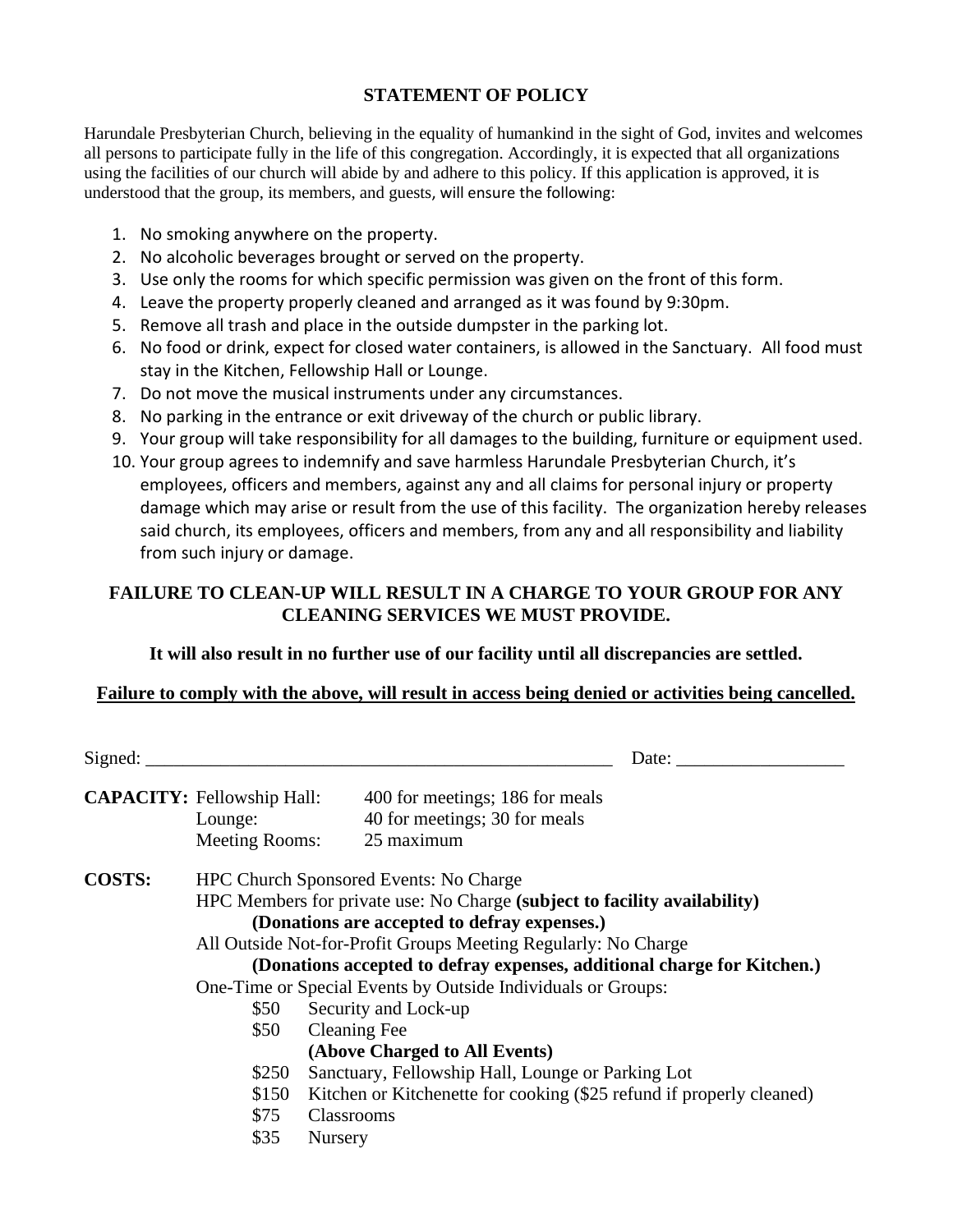## STATEMENT OF POLICY

Harundale Presbyterian Church, believing in the equality of humankind in the sight of God, invites and welcomes all persons to participate fully in the life of this congregation. Accordingly, it is expected that all organizations using the facilities of our church will abide by and adhere to this policy. If this application is approved, it is understood that the group, its members, and guests, will ensure the following:

1. No smoking anywhere on the property.
2. No alcoholic beverages brought or served on the property.
3. Use only the rooms for which specific permission was given on the front of this form.
4. Leave the property properly cleaned and arranged as it was found by 9:30pm.
5. Remove all trash and place in the outside dumpster in the parking lot.
6. No food or drink, expect for closed water containers, is allowed in the Sanctuary. All food must stay in the Kitchen, Fellowship Hall or Lounge.
7. Do not move the musical instruments under any circumstances.
8. No parking in the entrance or exit driveway of the church or public library.
9. Your group will take responsibility for all damages to the building, furniture or equipment used.
10. Your group agrees to indemnify and save harmless Harundale Presbyterian Church, it's employees, officers and members, against any and all claims for personal injury or property damage which may arise or result from the use of this facility. The organization hereby releases said church, its employees, officers and members, from any and all responsibility and liability from such injury or damage.

**FAILURE TO CLEAN-UP WILL RESULT IN A CHARGE TO YOUR GROUP FOR ANY CLEANING SERVICES WE MUST PROVIDE.**

**It will also result in no further use of our facility until all discrepancies are settled.**

**Failure to comply with the above, will result in access being denied or activities being cancelled.**

Signed: ______________________________________________ Date: _________________

**CAPACITY:**

| | | |
|---|---|---|
| **CAPACITY:** | Fellowship Hall: | 400 for meetings; 186 for meals |
| | Lounge: | 40 for meetings; 30 for meals |
| | Meeting Rooms: | 25 maximum |

**COSTS:**

HPC Church Sponsored Events: No Charge

HPC Members for private use: No Charge **(subject to facility availability)**
**(Donations are accepted to defray expenses.)**

All Outside Not-for-Profit Groups Meeting Regularly: No Charge
**(Donations accepted to defray expenses, additional charge for Kitchen.)**

One-Time or Special Events by Outside Individuals or Groups:

| | |
|---|---|
| $50 | Security and Lock-up |
| $50 | Cleaning Fee |
| | **(Above Charged to All Events)** |
| $250 | Sanctuary, Fellowship Hall, Lounge or Parking Lot |
| $150 | Kitchen or Kitchenette for cooking ($25 refund if properly cleaned) |
| $75 | Classrooms |
| $35 | Nursery |